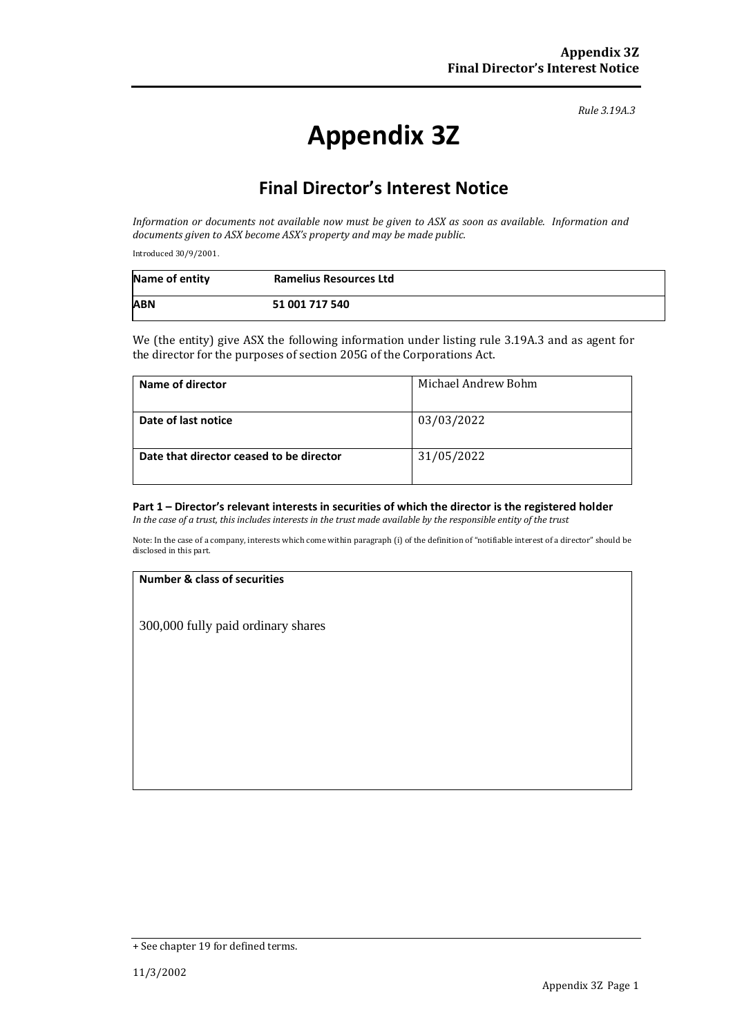*Rule 3.19A.3*

# Appendix 3Z

## Final Director's Interest Notice

*Information or documents not available now must be given to ASX as soon as available. Information and documents given to ASX become ASX's property and may be made public.*

Introduced 30/9/2001.

| **Name of entity** | **Ramelius Resources Ltd** |
|---|---|
| **ABN** | **51 001 717 540** |

We (the entity) give ASX the following information under listing rule 3.19A.3 and as agent for the director for the purposes of section 205G of the Corporations Act.

| **Name of director** | Michael Andrew Bohm |
|---|---|
| **Date of last notice** | 03/03/2022 |
| **Date that director ceased to be director** | 31/05/2022 |

#### Part 1 – Director's relevant interests in securities of which the director is the registered holder

*In the case of a trust, this includes interests in the trust made available by the responsible entity of the trust*

Note: In the case of a company, interests which come within paragraph (i) of the definition of "notifiable interest of a director" should be disclosed in this part.

| **Number & class of securities** |
|---|
| 300,000 fully paid ordinary shares |

+ See chapter 19 for defined terms.

11/3/2002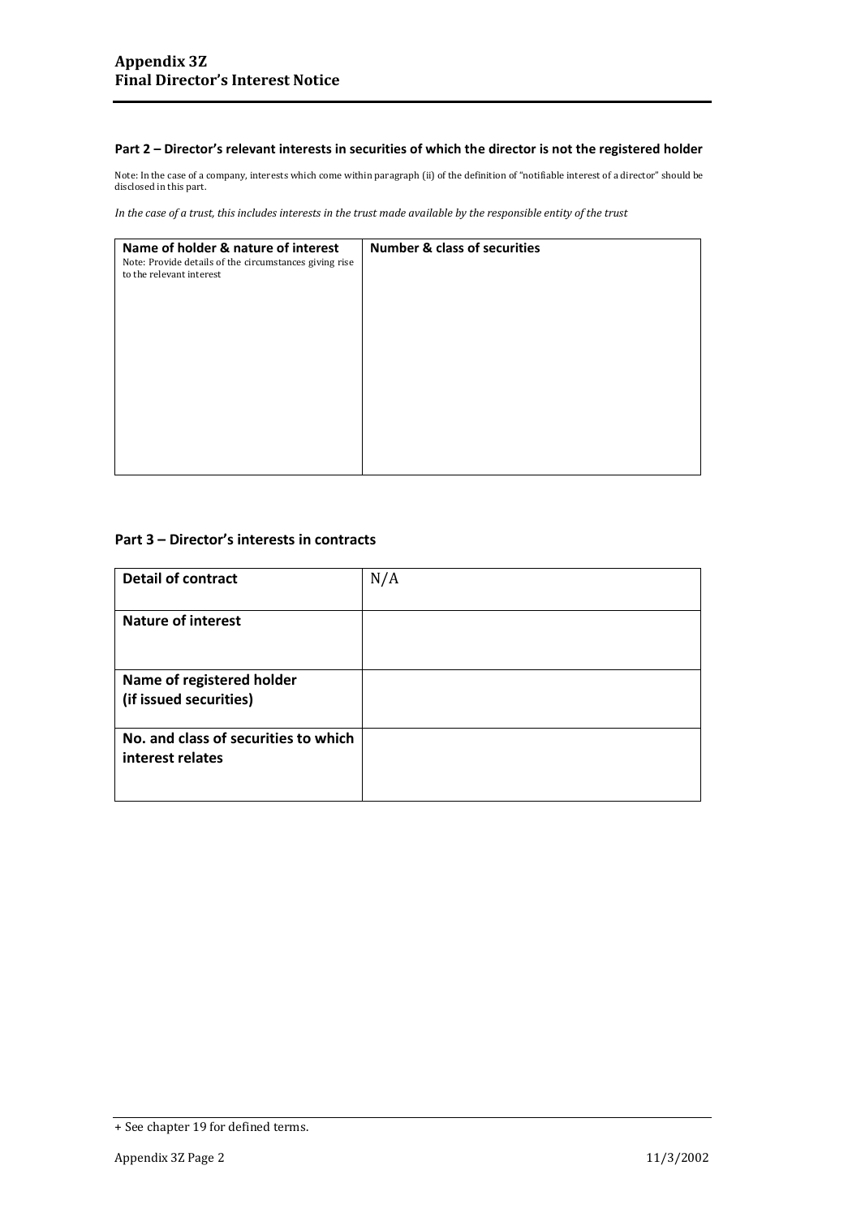## Part 2 – Director's relevant interests in securities of which the director is not the registered holder

Note: In the case of a company, interests which come within paragraph (ii) of the definition of "notifiable interest of a director" should be disclosed in this part.

*In the case of a trust, this includes interests in the trust made available by the responsible entity of the trust*

| **Name of holder & nature of interest**<br>Note: Provide details of the circumstances giving rise to the relevant interest | **Number & class of securities** |
|---|---|
| | |

## Part 3 – Director's interests in contracts

| | |
|---|---|
| **Detail of contract** | N/A |
| **Nature of interest** | |
| **Name of registered holder (if issued securities)** | |
| **No. and class of securities to which interest relates** | |

+ See chapter 19 for defined terms.